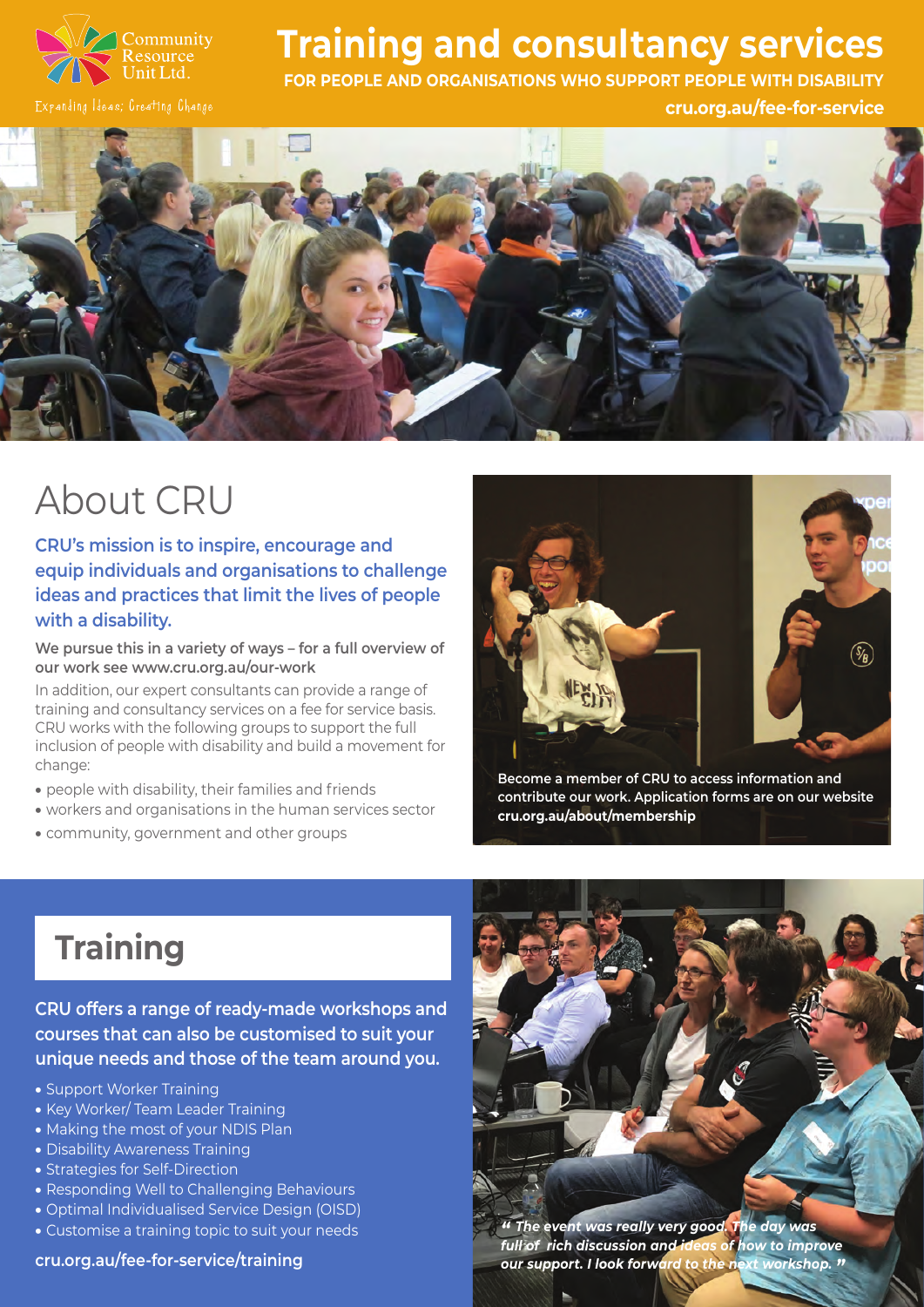Community Resource Unit Ltd.

Expanding Ideas; Creating Change

# Training and consultancy services

**FOR PEOPLE AND ORGANISATIONS WHO SUPPORT PEOPLE WITH DISABILITY**

**cru.org.au/fee-for-service**

## About CRU

**CRU's mission is to inspire, encourage and equip individuals and organisations to challenge ideas and practices that limit the lives of people with a disability.**

We pursue this in a variety of ways – for a full overview of our work see www.cru.org.au/our-work

In addition, our expert consultants can provide a range of training and consultancy services on a fee for service basis. CRU works with the following groups to support the full inclusion of people with disability and build a movement for change:

- people with disability, their families and friends
- workers and organisations in the human services sector
- community, government and other groups

**Become a member of CRU to access information and contribute our work. Application forms are on our website cru.org.au/about/membership**

## Training

**CRU offers a range of ready-made workshops and courses that can also be customised to suit your unique needs and those of the team around you.**

- Support Worker Training
- Key Worker/ Team Leader Training
- Making the most of your NDIS Plan
- Disability Awareness Training
- Strategies for Self-Direction
- Responding Well to Challenging Behaviours
- Optimal Individualised Service Design (OISD)
- Customise a training topic to suit your needs

cru.org.au/fee-for-service/training

*" The event was really very good. The day was full of rich discussion and ideas of how to improve our support. I look forward to the next workshop. "*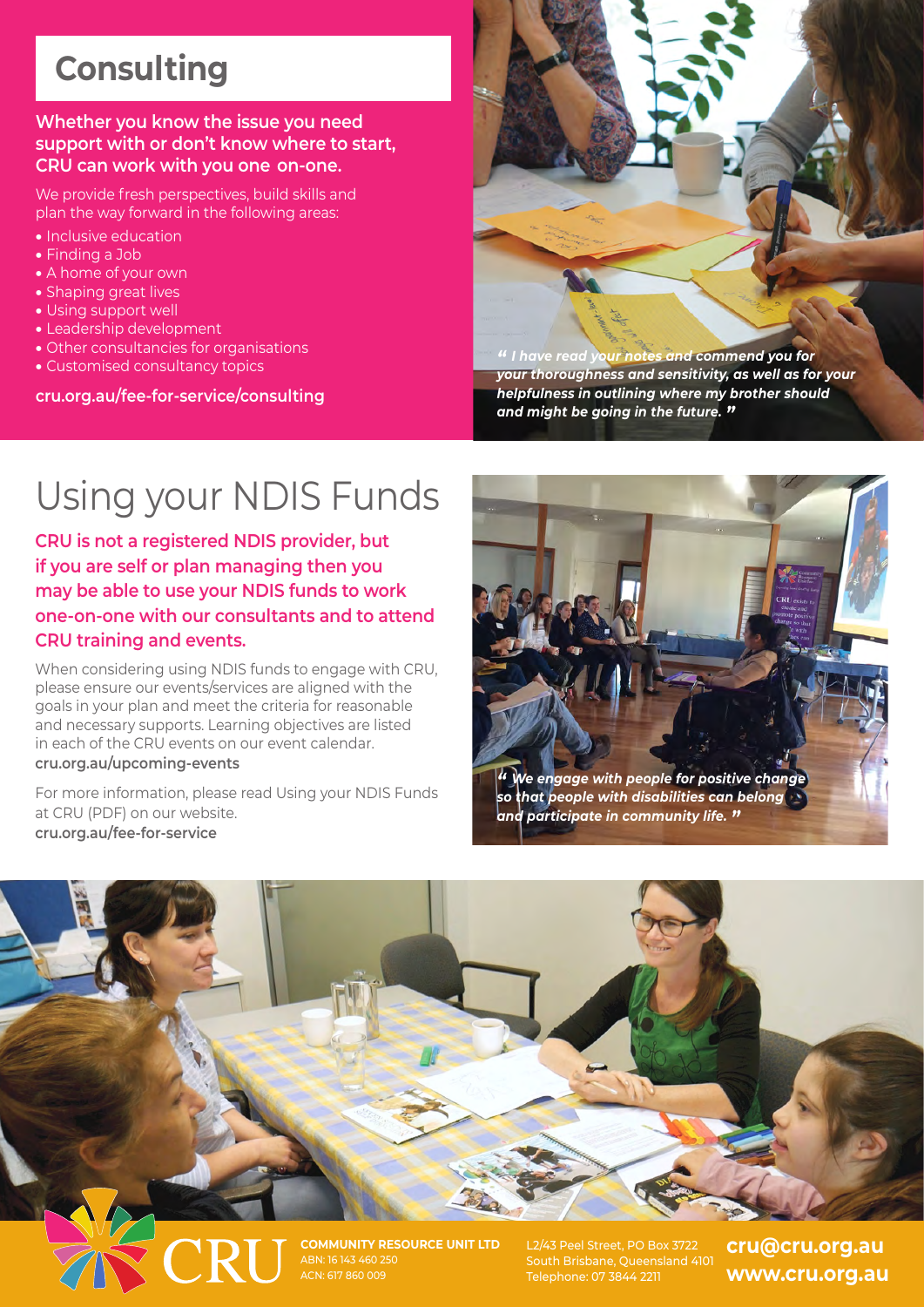## Consulting

**Whether you know the issue you need support with or don't know where to start, CRU can work with you one on-one.**

We provide fresh perspectives, build skills and plan the way forward in the following areas:

- Inclusive education
- Finding a Job
- A home of your own
- Shaping great lives
- Using support well
- Leadership development
- Other consultancies for organisations
- Customised consultancy topics

**cru.org.au/fee-for-service/consulting**

*" I have read your notes and commend you for your thoroughness and sensitivity, as well as for your helpfulness in outlining where my brother should and might be going in the future. "*

# Using your NDIS Funds

**CRU is not a registered NDIS provider, but if you are self or plan managing then you may be able to use your NDIS funds to work one-on-one with our consultants and to attend CRU training and events.**

When considering using NDIS funds to engage with CRU, please ensure our events/services are aligned with the goals in your plan and meet the criteria for reasonable and necessary supports. Learning objectives are listed in each of the CRU events on our event calendar.
**cru.org.au/upcoming-events**

For more information, please read Using your NDIS Funds at CRU (PDF) on our website.
**cru.org.au/fee-for-service**

*" We engage with people for positive change so that people with disabilities can belong and participate in community life. "*

CRU

**COMMUNITY RESOURCE UNIT LTD**
ABN: 16 143 460 250
ACN: 617 860 009

L2/43 Peel Street, PO Box 3722
South Brisbane, Queensland 4101
Telephone: 07 3844 2211

**cru@cru.org.au**
**www.cru.org.au**